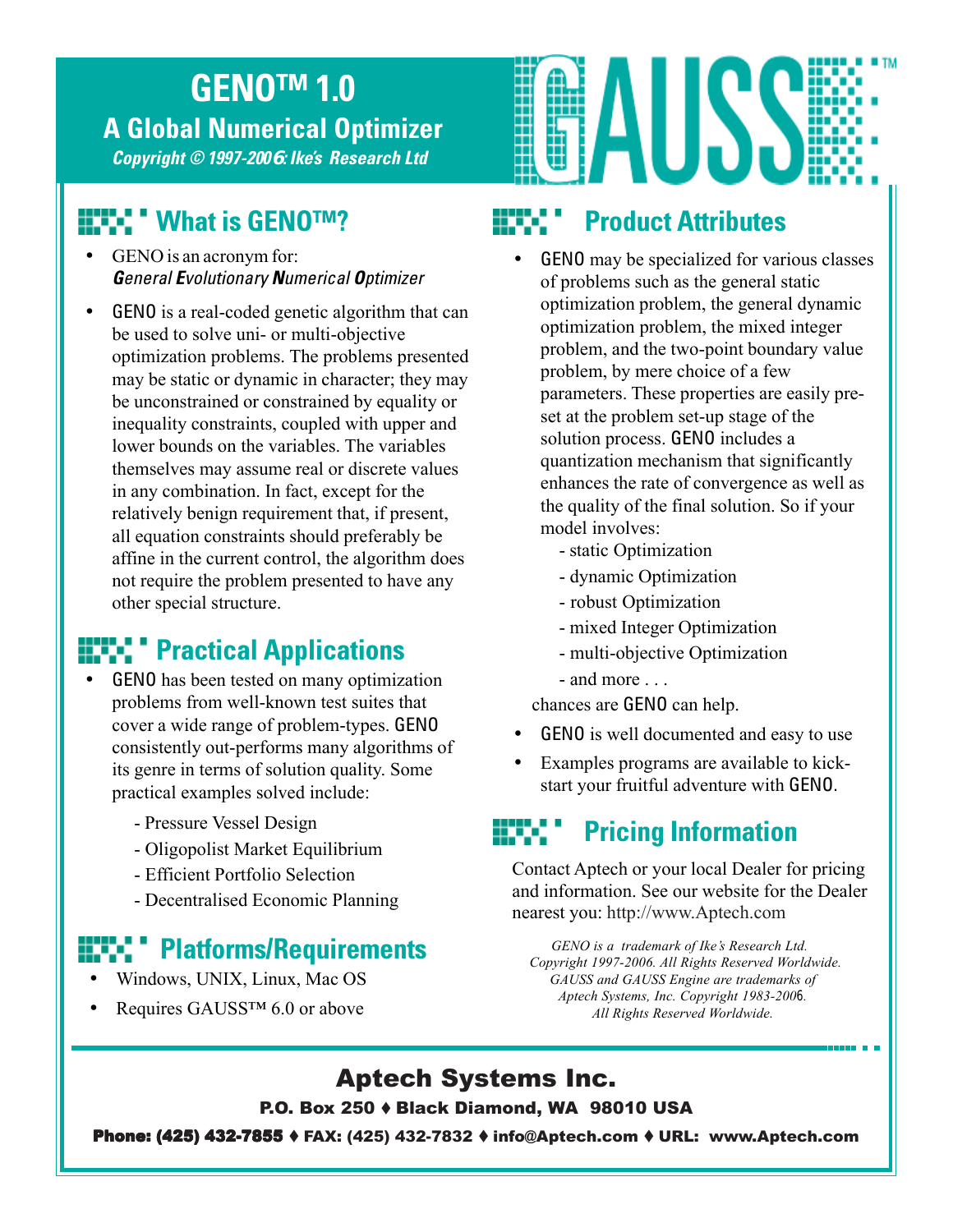# GENO™ 1.0

## A Global Numerical Optimizer

*Copyright © 1997-2006: Ike's Research Ltd*

GAUSS™

## What is GENO™?

- GENO is an acronym for: ***G**eneral **E**volutionary **N**umerical **O**ptimizer*
- GENO is a real-coded genetic algorithm that can be used to solve uni- or multi-objective optimization problems. The problems presented may be static or dynamic in character; they may be unconstrained or constrained by equality or inequality constraints, coupled with upper and lower bounds on the variables. The variables themselves may assume real or discrete values in any combination. In fact, except for the relatively benign requirement that, if present, all equation constraints should preferably be affine in the current control, the algorithm does not require the problem presented to have any other special structure.

## Practical Applications

- GENO has been tested on many optimization problems from well-known test suites that cover a wide range of problem-types. GENO consistently out-performs many algorithms of its genre in terms of solution quality. Some practical examples solved include:
  - Pressure Vessel Design
  - Oligopolist Market Equilibrium
  - Efficient Portfolio Selection
  - Decentralised Economic Planning

## Platforms/Requirements

- Windows, UNIX, Linux, Mac OS
- Requires GAUSS™ 6.0 or above

## Product Attributes

- GENO may be specialized for various classes of problems such as the general static optimization problem, the general dynamic optimization problem, the mixed integer problem, and the two-point boundary value problem, by mere choice of a few parameters. These properties are easily pre-set at the problem set-up stage of the solution process. GENO includes a quantization mechanism that significantly enhances the rate of convergence as well as the quality of the final solution. So if your model involves:
  - static Optimization
  - dynamic Optimization
  - robust Optimization
  - mixed Integer Optimization
  - multi-objective Optimization
  - and more . . .

  chances are GENO can help.
- GENO is well documented and easy to use
- Examples programs are available to kick-start your fruitful adventure with GENO.

## Pricing Information

Contact Aptech or your local Dealer for pricing and information. See our website for the Dealer nearest you: http://www.Aptech.com

*GENO is a trademark of Ike's Research Ltd. Copyright 1997-2006. All Rights Reserved Worldwide. GAUSS and GAUSS Engine are trademarks of Aptech Systems, Inc. Copyright 1983-2006. All Rights Reserved Worldwide.*

**Aptech Systems Inc.**

**P.O. Box 250 ♦ Black Diamond, WA 98010 USA**

**Phone: (425) 432-7855 ♦ FAX: (425) 432-7832 ♦ info@Aptech.com ♦ URL: www.Aptech.com**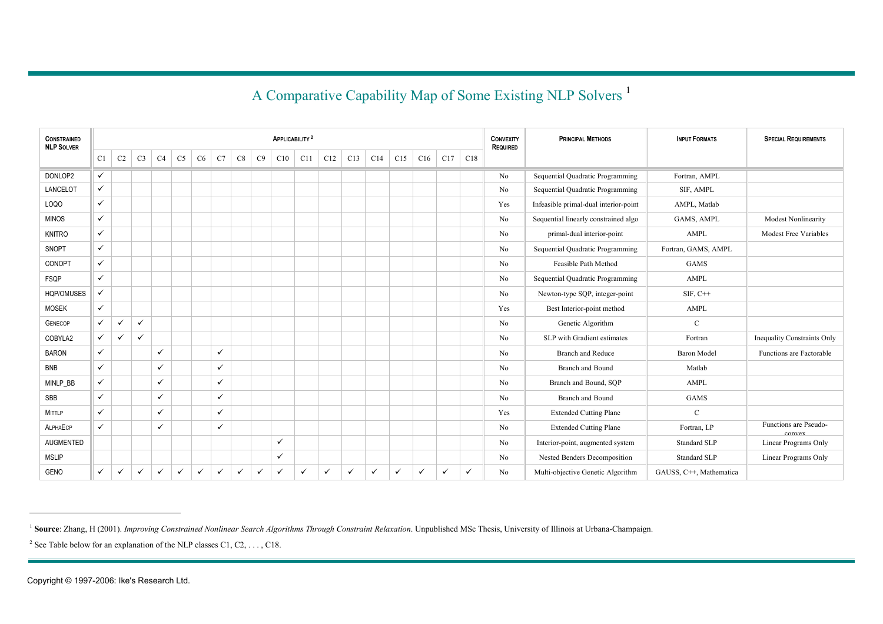# A Comparative Capability Map of Some Existing NLP Solvers [1]

| Constrained NLP Solver | Applicability [2] | | | | | | | | | | | | | | | | | | Convexity Required | Principal Methods | Input Formats | Special Requirements |
|---|---|---|---|---|---|---|---|---|---|---|---|---|---|---|---|---|---|---|---|---|---|---|
| | C1 | C2 | C3 | C4 | C5 | C6 | C7 | C8 | C9 | C10 | C11 | C12 | C13 | C14 | C15 | C16 | C17 | C18 | | | | |
| DONLOP2 | ✓ | | | | | | | | | | | | | | | | | | No | Sequential Quadratic Programming | Fortran, AMPL | |
| LANCELOT | ✓ | | | | | | | | | | | | | | | | | | No | Sequential Quadratic Programming | SIF, AMPL | |
| LOQO | ✓ | | | | | | | | | | | | | | | | | | Yes | Infeasible primal-dual interior-point | AMPL, Matlab | |
| MINOS | ✓ | | | | | | | | | | | | | | | | | | No | Sequential linearly constrained algo | GAMS, AMPL | Modest Nonlinearity |
| KNITRO | ✓ | | | | | | | | | | | | | | | | | | No | primal-dual interior-point | AMPL | Modest Free Variables |
| SNOPT | ✓ | | | | | | | | | | | | | | | | | | No | Sequential Quadratic Programming | Fortran, GAMS, AMPL | |
| CONOPT | ✓ | | | | | | | | | | | | | | | | | | No | Feasible Path Method | GAMS | |
| FSQP | ✓ | | | | | | | | | | | | | | | | | | No | Sequential Quadratic Programming | AMPL | |
| HQP/OMUSES | ✓ | | | | | | | | | | | | | | | | | | No | Newton-type SQP, integer-point | SIF, C++ | |
| MOSEK | ✓ | | | | | | | | | | | | | | | | | | Yes | Best Interior-point method | AMPL | |
| GENECOP | ✓ | ✓ | ✓ | | | | | | | | | | | | | | | | No | Genetic Algorithm | C | |
| COBYLA2 | ✓ | ✓ | ✓ | | | | | | | | | | | | | | | | No | SLP with Gradient estimates | Fortran | Inequality Constraints Only |
| BARON | ✓ | | | ✓ | | | ✓ | | | | | | | | | | | | No | Branch and Reduce | Baron Model | Functions are Factorable |
| BNB | ✓ | | | ✓ | | | ✓ | | | | | | | | | | | | No | Branch and Bound | Matlab | |
| MINLP_BB | ✓ | | | ✓ | | | ✓ | | | | | | | | | | | | No | Branch and Bound, SQP | AMPL | |
| SBB | ✓ | | | ✓ | | | ✓ | | | | | | | | | | | | No | Branch and Bound | GAMS | |
| MITTLP | ✓ | | | ✓ | | | ✓ | | | | | | | | | | | | Yes | Extended Cutting Plane | C | |
| ALPHAECP | ✓ | | | ✓ | | | ✓ | | | | | | | | | | | | No | Extended Cutting Plane | Fortran, LP | Functions are Pseudo-convex |
| AUGMENTED | | | | | | | | | | ✓ | | | | | | | | | No | Interior-point, augmented system | Standard SLP | Linear Programs Only |
| MSLIP | | | | | | | | | | ✓ | | | | | | | | | No | Nested Benders Decomposition | Standard SLP | Linear Programs Only |
| GENO | ✓ | ✓ | ✓ | ✓ | ✓ | ✓ | ✓ | ✓ | ✓ | ✓ | ✓ | ✓ | ✓ | ✓ | ✓ | ✓ | ✓ | ✓ | No | Multi-objective Genetic Algorithm | GAUSS, C++, Mathematica | |

[1] **Source**: Zhang, H (2001). *Improving Constrained Nonlinear Search Algorithms Through Constraint Relaxation*. Unpublished MSc Thesis, University of Illinois at Urbana-Champaign.

[2] See Table below for an explanation of the NLP classes C1, C2, . . . , C18.

Copyright © 1997-2006: Ike's Research Ltd.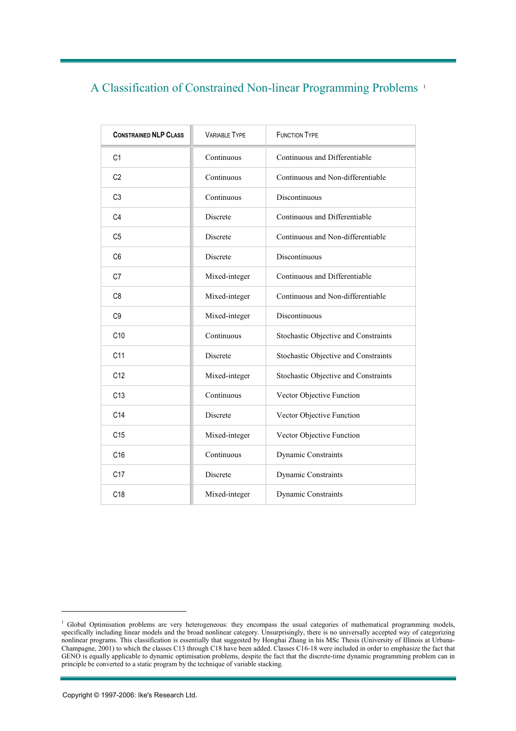# A Classification of Constrained Non-linear Programming Problems [1]

| CONSTRAINED NLP CLASS | VARIABLE TYPE | FUNCTION TYPE |
|---|---|---|
| C1 | Continuous | Continuous and Differentiable |
| C2 | Continuous | Continuous and Non-differentiable |
| C3 | Continuous | Discontinuous |
| C4 | Discrete | Continuous and Differentiable |
| C5 | Discrete | Continuous and Non-differentiable |
| C6 | Discrete | Discontinuous |
| C7 | Mixed-integer | Continuous and Differentiable |
| C8 | Mixed-integer | Continuous and Non-differentiable |
| C9 | Mixed-integer | Discontinuous |
| C10 | Continuous | Stochastic Objective and Constraints |
| C11 | Discrete | Stochastic Objective and Constraints |
| C12 | Mixed-integer | Stochastic Objective and Constraints |
| C13 | Continuous | Vector Objective Function |
| C14 | Discrete | Vector Objective Function |
| C15 | Mixed-integer | Vector Objective Function |
| C16 | Continuous | Dynamic Constraints |
| C17 | Discrete | Dynamic Constraints |
| C18 | Mixed-integer | Dynamic Constraints |

[1] Global Optimisation problems are very heterogeneous: they encompass the usual categories of mathematical programming models, specifically including linear models and the broad nonlinear category. Unsurprisingly, there is no universally accepted way of categorizing nonlinear programs. This classification is essentially that suggested by Honghai Zhang in his MSc Thesis (University of Illinois at Urbana-Champagne, 2001) to which the classes C13 through C18 have been added. Classes C16-18 were included in order to emphasize the fact that GENO is equally applicable to dynamic optimisation problems, despite the fact that the discrete-time dynamic programming problem can in principle be converted to a static program by the technique of variable stacking.

Copyright © 1997-2006: Ike's Research Ltd.